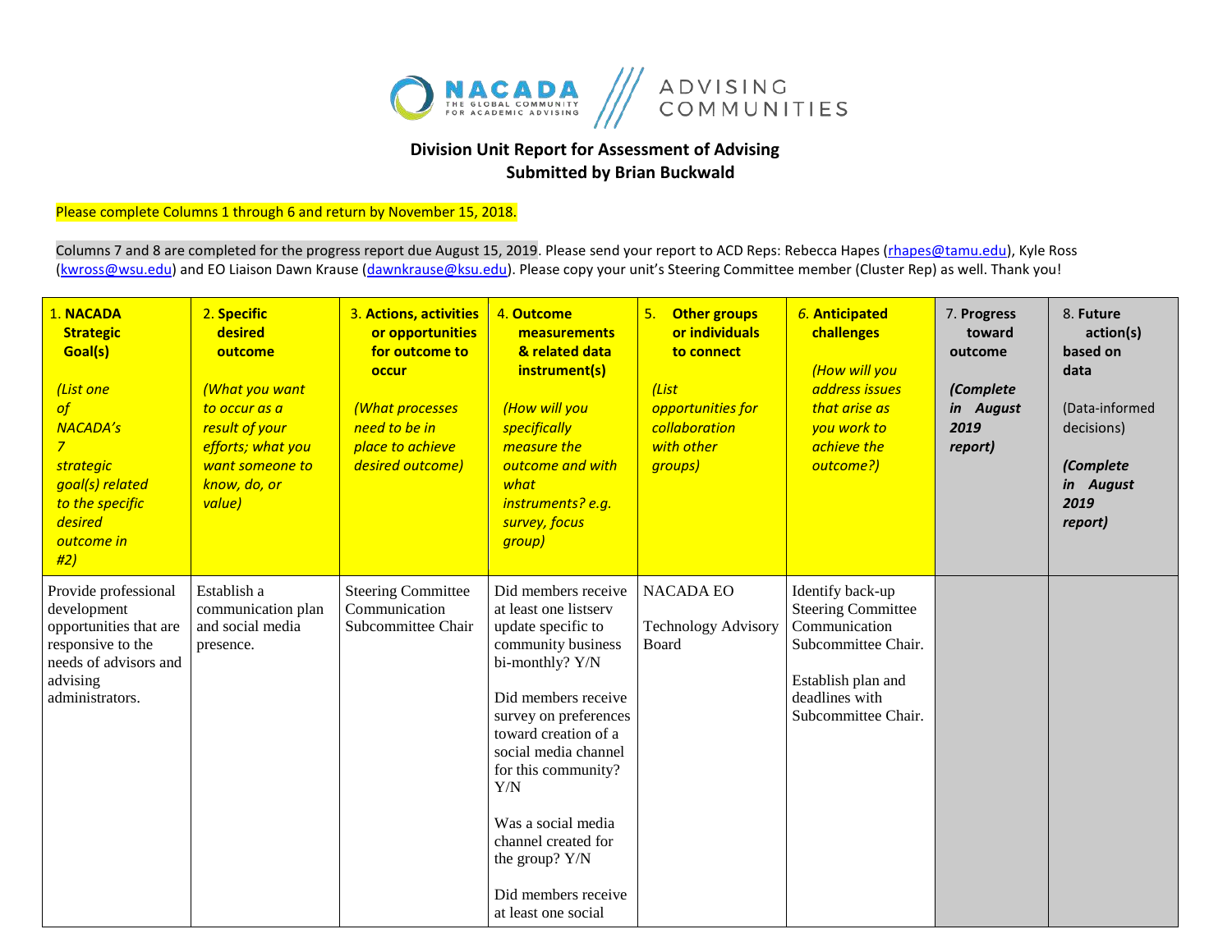**Division Unit Report for Assessment of Advising**
**Submitted by Brian Buckwald**

Please complete Columns 1 through 6 and return by November 15, 2018.

Columns 7 and 8 are completed for the progress report due August 15, 2019. Please send your report to ACD Reps: Rebecca Hapes (rhapes@tamu.edu), Kyle Ross (kwross@wsu.edu) and EO Liaison Dawn Krause (dawnkrause@ksu.edu). Please copy your unit's Steering Committee member (Cluster Rep) as well. Thank you!

| 1. **NACADA Strategic Goal(s)** *(List one of NACADA's 7 strategic goal(s) related to the specific desired outcome in #2)* | 2. **Specific desired outcome** *(What you want to occur as a result of your efforts; what you want someone to know, do, or value)* | 3. **Actions, activities or opportunities for outcome to occur** *(What processes need to be in place to achieve desired outcome)* | 4. **Outcome measurements & related data instrument(s)** *(How will you specifically measure the outcome and with what instruments? e.g. survey, focus group)* | 5. **Other groups or individuals to connect** *(List opportunities for collaboration with other groups)* | *6.* **Anticipated challenges** *(How will you address issues that arise as you work to achieve the outcome?)* | 7. **Progress toward outcome** ***(Complete in August 2019 report)*** | 8. **Future action(s) based on data** (Data-informed decisions) ***(Complete in August 2019 report)*** |
|---|---|---|---|---|---|---|---|
| Provide professional development opportunities that are responsive to the needs of advisors and advising administrators. | Establish a communication plan and social media presence. | Steering Committee Communication Subcommittee Chair | Did members receive at least one listserv update specific to community business bi-monthly? Y/N<br><br>Did members receive survey on preferences toward creation of a social media channel for this community? Y/N<br><br>Was a social media channel created for the group? Y/N<br><br>Did members receive at least one social | NACADA EO<br><br>Technology Advisory Board | Identify back-up Steering Committee Communication Subcommittee Chair.<br><br>Establish plan and deadlines with Subcommittee Chair. | | |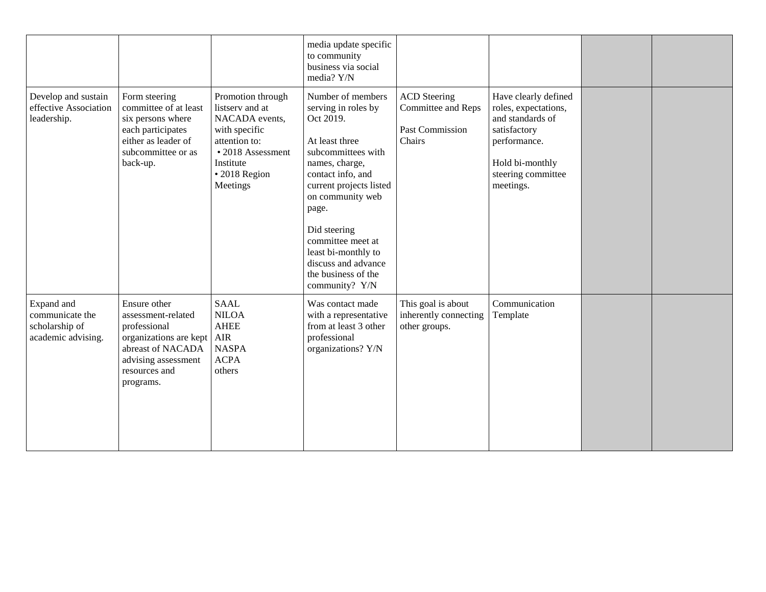|  |  |  | media update specific to community business via social media? Y/N |  |  |  |  |
|---|---|---|---|---|---|---|---|
| Develop and sustain effective Association leadership. | Form steering committee of at least six persons where each participates either as leader of subcommittee or as back-up. | Promotion through listserv and at NACADA events, with specific attention to:<br>• 2018 Assessment Institute<br>• 2018 Region Meetings | Number of members serving in roles by Oct 2019.<br><br>At least three subcommittees with names, charge, contact info, and current projects listed on community web page.<br><br>Did steering committee meet at least bi-monthly to discuss and advance the business of the community? Y/N | ACD Steering Committee and Reps<br><br>Past Commission Chairs | Have clearly defined roles, expectations, and standards of satisfactory performance.<br><br>Hold bi-monthly steering committee meetings. |  |  |
| Expand and communicate the scholarship of academic advising. | Ensure other assessment-related professional organizations are kept abreast of NACADA advising assessment resources and programs. | SAAL<br>NILOA<br>AHEE<br>AIR<br>NASPA<br>ACPA<br>others | Was contact made with a representative from at least 3 other professional organizations? Y/N | This goal is about inherently connecting other groups. | Communication Template |  |  |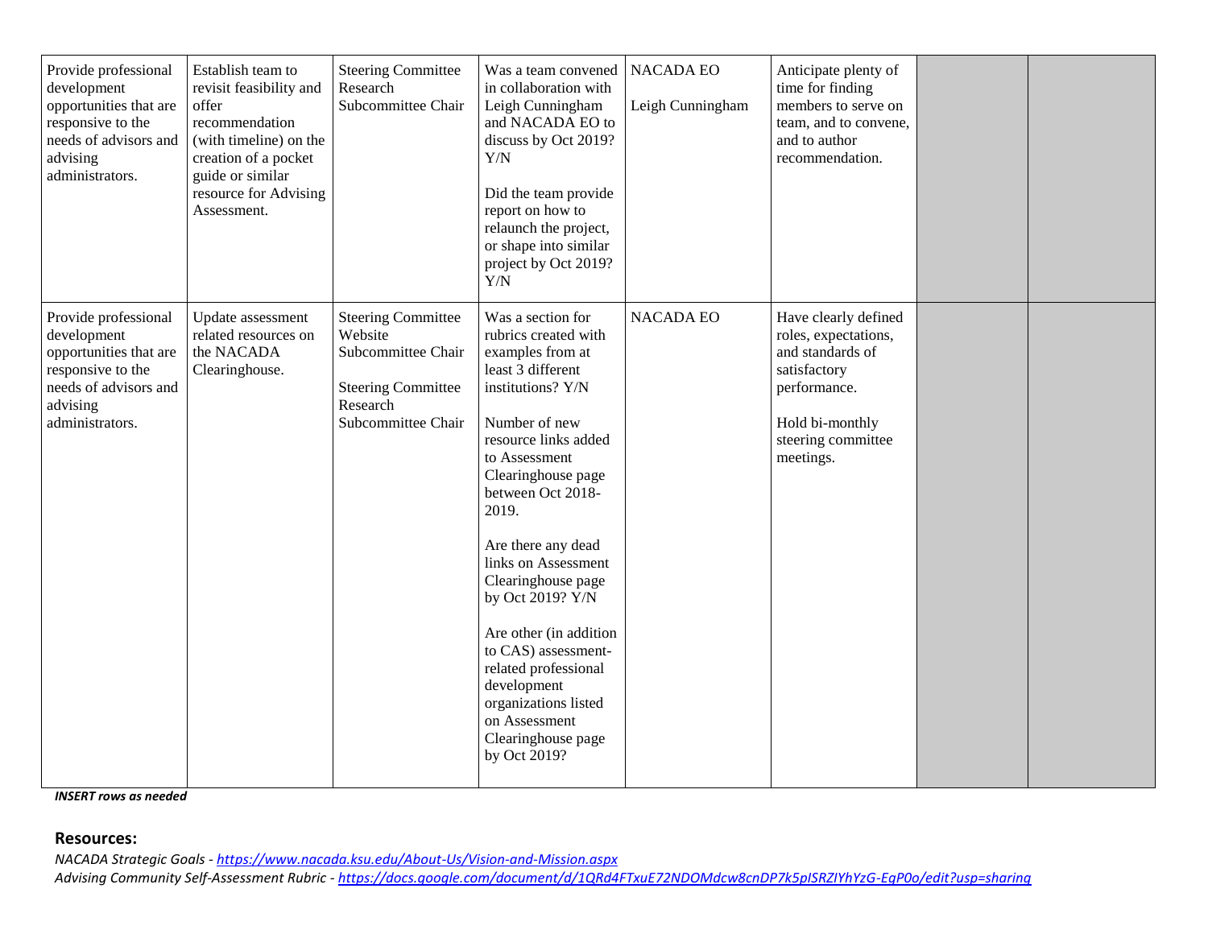| | | | | | | | |
|---|---|---|---|---|---|---|---|
| Provide professional development opportunities that are responsive to the needs of advisors and advising administrators. | Establish team to revisit feasibility and offer recommendation (with timeline) on the creation of a pocket guide or similar resource for Advising Assessment. | Steering Committee Research Subcommittee Chair | Was a team convened in collaboration with Leigh Cunningham and NACADA EO to discuss by Oct 2019? Y/N<br><br>Did the team provide report on how to relaunch the project, or shape into similar project by Oct 2019? Y/N | NACADA EO<br><br>Leigh Cunningham | Anticipate plenty of time for finding members to serve on team, and to convene, and to author recommendation. | | |
| Provide professional development opportunities that are responsive to the needs of advisors and advising administrators. | Update assessment related resources on the NACADA Clearinghouse. | Steering Committee Website Subcommittee Chair<br><br>Steering Committee Research Subcommittee Chair | Was a section for rubrics created with examples from at least 3 different institutions? Y/N<br><br>Number of new resource links added to Assessment Clearinghouse page between Oct 2018-2019.<br><br>Are there any dead links on Assessment Clearinghouse page by Oct 2019? Y/N<br><br>Are other (in addition to CAS) assessment-related professional development organizations listed on Assessment Clearinghouse page by Oct 2019? | NACADA EO | Have clearly defined roles, expectations, and standards of satisfactory performance.<br><br>Hold bi-monthly steering committee meetings. | | |

***INSERT rows as needed***

## Resources:

*NACADA Strategic Goals - https://www.nacada.ksu.edu/About-Us/Vision-and-Mission.aspx*

*Advising Community Self-Assessment Rubric - https://docs.google.com/document/d/1QRd4FTxuE72NDOMdcw8cnDP7k5plSRZIYhYzG-EgP0o/edit?usp=sharing*